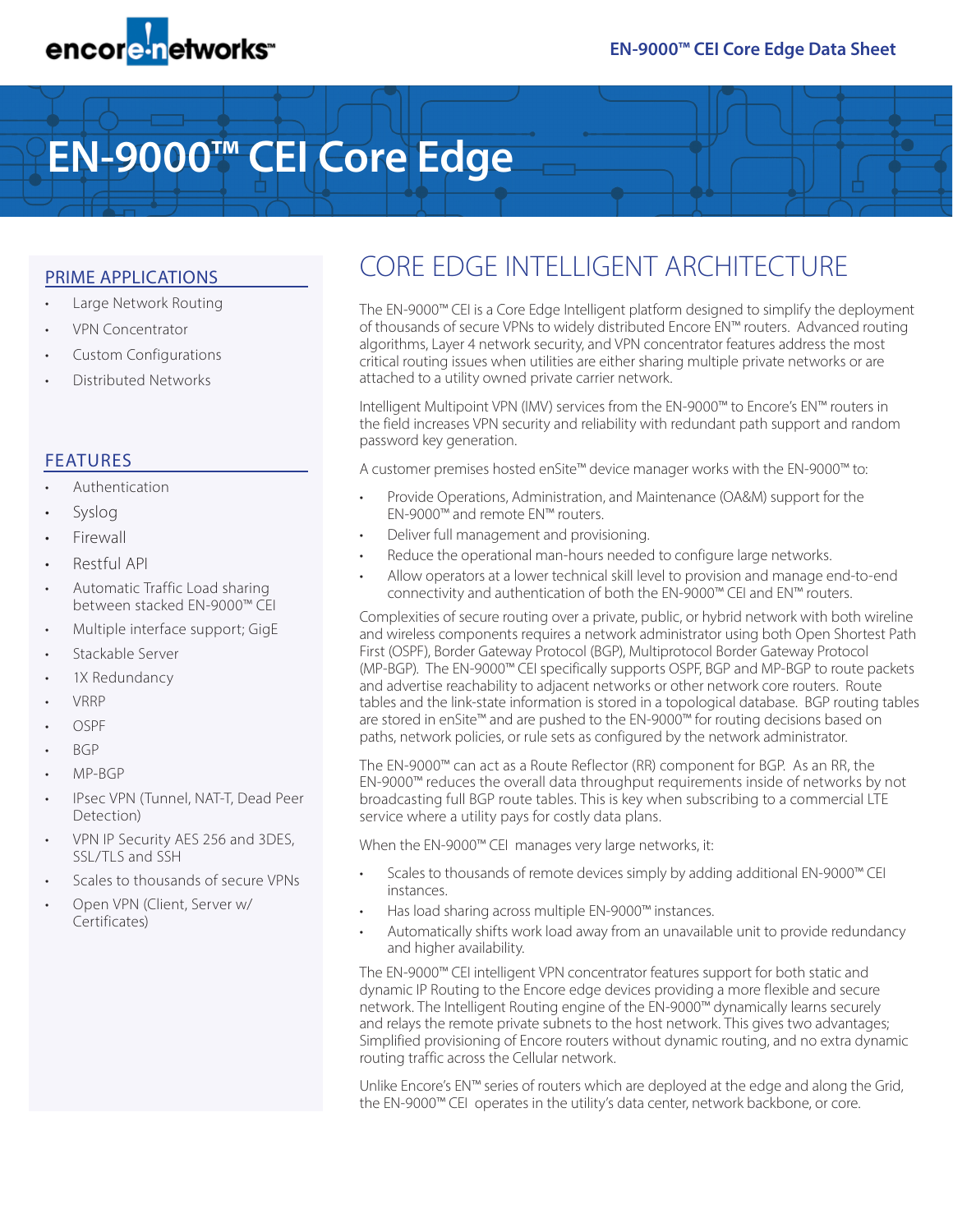# EN-9000™ CEI Core Edge

## PRIME APPLICATIONS

- Large Network Routing
- VPN Concentrator
- Custom Configurations
- Distributed Networks

## FEATURES

- Authentication
- Syslog
- Firewall
- Restful API
- Automatic Traffic Load sharing between stacked EN-9000™ CEI
- Multiple interface support; GigE
- Stackable Server
- 1X Redundancy
- VRRP
- OSPF
- BGP
- MP-BGP
- IPsec VPN (Tunnel, NAT-T, Dead Peer Detection)
- VPN IP Security AES 256 and 3DES, SSL/TLS and SSH
- Scales to thousands of secure VPNs
- Open VPN (Client, Server w/ Certificates)

## CORE EDGE INTELLIGENT ARCHITECTURE

The EN-9000™ CEI is a Core Edge Intelligent platform designed to simplify the deployment of thousands of secure VPNs to widely distributed Encore EN™ routers. Advanced routing algorithms, Layer 4 network security, and VPN concentrator features address the most critical routing issues when utilities are either sharing multiple private networks or are attached to a utility owned private carrier network.

Intelligent Multipoint VPN (IMV) services from the EN-9000™ to Encore's EN™ routers in the field increases VPN security and reliability with redundant path support and random password key generation.

A customer premises hosted enSite™ device manager works with the EN-9000™ to:

- Provide Operations, Administration, and Maintenance (OA&M) support for the EN-9000™ and remote EN™ routers.
- Deliver full management and provisioning.
- Reduce the operational man-hours needed to configure large networks.
- Allow operators at a lower technical skill level to provision and manage end-to-end connectivity and authentication of both the EN-9000™ CEI and EN™ routers.

Complexities of secure routing over a private, public, or hybrid network with both wireline and wireless components requires a network administrator using both Open Shortest Path First (OSPF), Border Gateway Protocol (BGP), Multiprotocol Border Gateway Protocol (MP-BGP). The EN-9000™ CEI specifically supports OSPF, BGP and MP-BGP to route packets and advertise reachability to adjacent networks or other network core routers. Route tables and the link-state information is stored in a topological database. BGP routing tables are stored in enSite™ and are pushed to the EN-9000™ for routing decisions based on paths, network policies, or rule sets as configured by the network administrator.

The EN-9000™ can act as a Route Reflector (RR) component for BGP. As an RR, the EN-9000™ reduces the overall data throughput requirements inside of networks by not broadcasting full BGP route tables. This is key when subscribing to a commercial LTE service where a utility pays for costly data plans.

When the EN-9000™ CEI manages very large networks, it:

- Scales to thousands of remote devices simply by adding additional EN-9000™ CEI instances.
- Has load sharing across multiple EN-9000™ instances.
- Automatically shifts work load away from an unavailable unit to provide redundancy and higher availability.

The EN-9000™ CEI intelligent VPN concentrator features support for both static and dynamic IP Routing to the Encore edge devices providing a more flexible and secure network. The Intelligent Routing engine of the EN-9000™ dynamically learns securely and relays the remote private subnets to the host network. This gives two advantages; Simplified provisioning of Encore routers without dynamic routing, and no extra dynamic routing traffic across the Cellular network.

Unlike Encore's EN™ series of routers which are deployed at the edge and along the Grid, the EN-9000™ CEI operates in the utility's data center, network backbone, or core.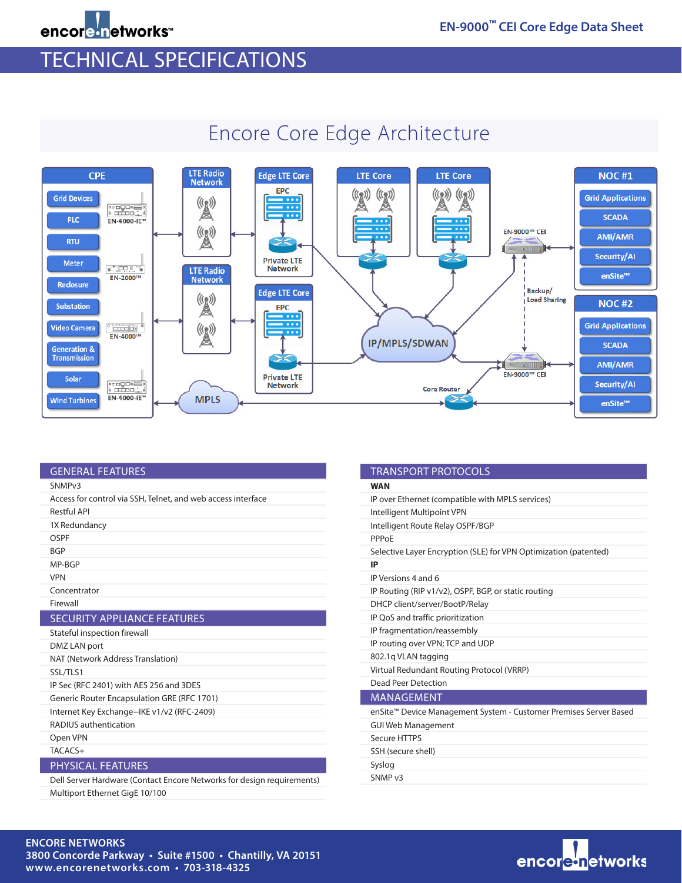# TECHNICAL SPECIFICATIONS

## Encore Core Edge Architecture

CPE
Grid Devices
PLC
RTU
Meter
Reclosure
Substation
Video Camera
Generation & Transmission
Solar
Wind Turbines
EN-4000-IE™
EN-2000™
EN-4000™
EN-4000-IE™
LTE Radio Network
LTE Radio Network
Edge LTE Core
EPC
Private LTE Network
Edge LTE Core
EPC
Private LTE Network
LTE Core
LTE Core
MPLS
IP/MPLS/SDWAN
EN-9000™ CEI
Backup/ Load Sharing
EN-9000™ CEI
Core Router
NOC #1
Grid Applications
SCADA
AMI/AMR
Security/AI
enSite™
NOC #2
Grid Applications
SCADA
AMI/AMR
Security/AI
enSite™

## GENERAL FEATURES

- SNMPv3
- Access for control via SSH, Telnet, and web access interface
- Restful API
- 1X Redundancy
- OSPF
- BGP
- MP-BGP
- VPN
- Concentrator
- Firewall

## SECURITY APPLIANCE FEATURES

- Stateful inspection firewall
- DMZ LAN port
- NAT (Network Address Translation)
- SSL/TLS1
- IP Sec (RFC 2401) with AES 256 and 3DES
- Generic Router Encapsulation GRE (RFC 1701)
- Internet Key Exchange--IKE v1/v2 (RFC-2409)
- RADIUS authentication
- Open VPN
- TACACS+

## PHYSICAL FEATURES

- Dell Server Hardware (Contact Encore Networks for design requirements)
- Multiport Ethernet GigE 10/100

## TRANSPORT PROTOCOLS

**WAN**

- IP over Ethernet (compatible with MPLS services)
- Intelligent Multipoint VPN
- Intelligent Route Relay OSPF/BGP
- PPPoE
- Selective Layer Encryption (SLE) for VPN Optimization (patented)

**IP**

- IP Versions 4 and 6
- IP Routing (RIP v1/v2), OSPF, BGP, or static routing
- DHCP client/server/BootP/Relay
- IP QoS and traffic prioritization
- IP fragmentation/reassembly
- IP routing over VPN; TCP and UDP
- 802.1q VLAN tagging
- Virtual Redundant Routing Protocol (VRRP)
- Dead Peer Detection

## MANAGEMENT

- enSite™ Device Management System - Customer Premises Server Based
- GUI Web Management
- Secure HTTPS
- SSH (secure shell)
- Syslog
- SNMP v3

**ENCORE NETWORKS**
3800 Concorde Parkway • Suite #1500 • Chantilly, VA 20151
www.encorenetworks.com • 703-318-4325